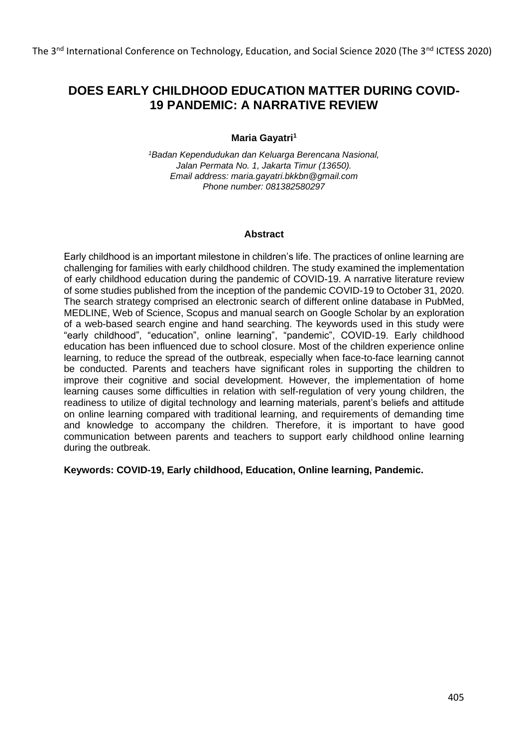# DOES EARLY CHILDHOOD EDUCATION MATTER DURING COVID-19 PANDEMIC: A NARRATIVE REVIEW

**Maria Gayatri[1]**

*[1]Badan Kependudukan dan Keluarga Berencana Nasional, Jalan Permata No. 1, Jakarta Timur (13650).*
*Email address: maria.gayatri.bkkbn@gmail.com*
*Phone number: 081382580297*

## Abstract

Early childhood is an important milestone in children's life. The practices of online learning are challenging for families with early childhood children. The study examined the implementation of early childhood education during the pandemic of COVID-19. A narrative literature review of some studies published from the inception of the pandemic COVID-19 to October 31, 2020. The search strategy comprised an electronic search of different online database in PubMed, MEDLINE, Web of Science, Scopus and manual search on Google Scholar by an exploration of a web-based search engine and hand searching. The keywords used in this study were "early childhood", "education", online learning", "pandemic", COVID-19. Early childhood education has been influenced due to school closure. Most of the children experience online learning, to reduce the spread of the outbreak, especially when face-to-face learning cannot be conducted. Parents and teachers have significant roles in supporting the children to improve their cognitive and social development. However, the implementation of home learning causes some difficulties in relation with self-regulation of very young children, the readiness to utilize of digital technology and learning materials, parent's beliefs and attitude on online learning compared with traditional learning, and requirements of demanding time and knowledge to accompany the children. Therefore, it is important to have good communication between parents and teachers to support early childhood online learning during the outbreak.

**Keywords: COVID-19, Early childhood, Education, Online learning, Pandemic.**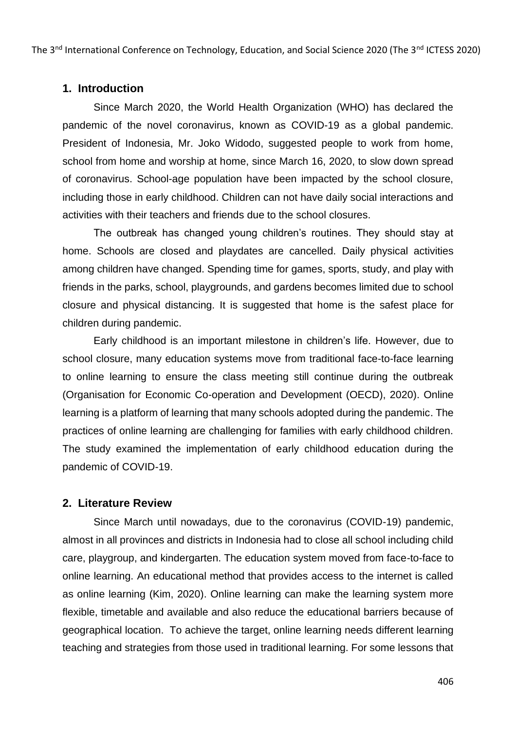## 1. Introduction

Since March 2020, the World Health Organization (WHO) has declared the pandemic of the novel coronavirus, known as COVID-19 as a global pandemic. President of Indonesia, Mr. Joko Widodo, suggested people to work from home, school from home and worship at home, since March 16, 2020, to slow down spread of coronavirus. School-age population have been impacted by the school closure, including those in early childhood. Children can not have daily social interactions and activities with their teachers and friends due to the school closures.

The outbreak has changed young children's routines. They should stay at home. Schools are closed and playdates are cancelled. Daily physical activities among children have changed. Spending time for games, sports, study, and play with friends in the parks, school, playgrounds, and gardens becomes limited due to school closure and physical distancing. It is suggested that home is the safest place for children during pandemic.

Early childhood is an important milestone in children's life. However, due to school closure, many education systems move from traditional face-to-face learning to online learning to ensure the class meeting still continue during the outbreak (Organisation for Economic Co-operation and Development (OECD), 2020). Online learning is a platform of learning that many schools adopted during the pandemic. The practices of online learning are challenging for families with early childhood children. The study examined the implementation of early childhood education during the pandemic of COVID-19.

## 2. Literature Review

Since March until nowadays, due to the coronavirus (COVID-19) pandemic, almost in all provinces and districts in Indonesia had to close all school including child care, playgroup, and kindergarten. The education system moved from face-to-face to online learning. An educational method that provides access to the internet is called as online learning (Kim, 2020). Online learning can make the learning system more flexible, timetable and available and also reduce the educational barriers because of geographical location. To achieve the target, online learning needs different learning teaching and strategies from those used in traditional learning. For some lessons that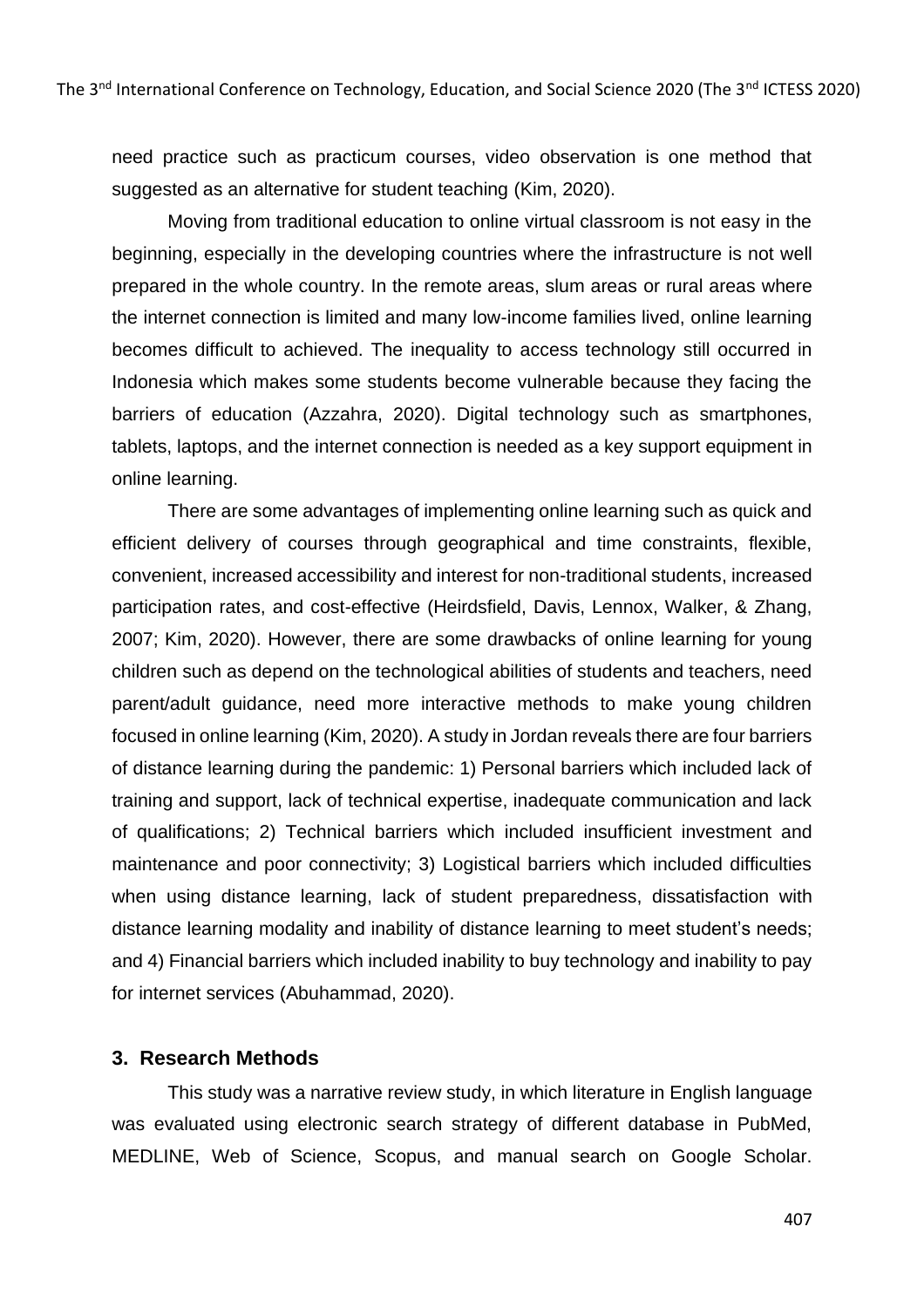need practice such as practicum courses, video observation is one method that suggested as an alternative for student teaching (Kim, 2020).

Moving from traditional education to online virtual classroom is not easy in the beginning, especially in the developing countries where the infrastructure is not well prepared in the whole country. In the remote areas, slum areas or rural areas where the internet connection is limited and many low-income families lived, online learning becomes difficult to achieved. The inequality to access technology still occurred in Indonesia which makes some students become vulnerable because they facing the barriers of education (Azzahra, 2020). Digital technology such as smartphones, tablets, laptops, and the internet connection is needed as a key support equipment in online learning.

There are some advantages of implementing online learning such as quick and efficient delivery of courses through geographical and time constraints, flexible, convenient, increased accessibility and interest for non-traditional students, increased participation rates, and cost-effective (Heirdsfield, Davis, Lennox, Walker, & Zhang, 2007; Kim, 2020). However, there are some drawbacks of online learning for young children such as depend on the technological abilities of students and teachers, need parent/adult guidance, need more interactive methods to make young children focused in online learning (Kim, 2020). A study in Jordan reveals there are four barriers of distance learning during the pandemic: 1) Personal barriers which included lack of training and support, lack of technical expertise, inadequate communication and lack of qualifications; 2) Technical barriers which included insufficient investment and maintenance and poor connectivity; 3) Logistical barriers which included difficulties when using distance learning, lack of student preparedness, dissatisfaction with distance learning modality and inability of distance learning to meet student's needs; and 4) Financial barriers which included inability to buy technology and inability to pay for internet services (Abuhammad, 2020).

## 3. Research Methods

This study was a narrative review study, in which literature in English language was evaluated using electronic search strategy of different database in PubMed, MEDLINE, Web of Science, Scopus, and manual search on Google Scholar.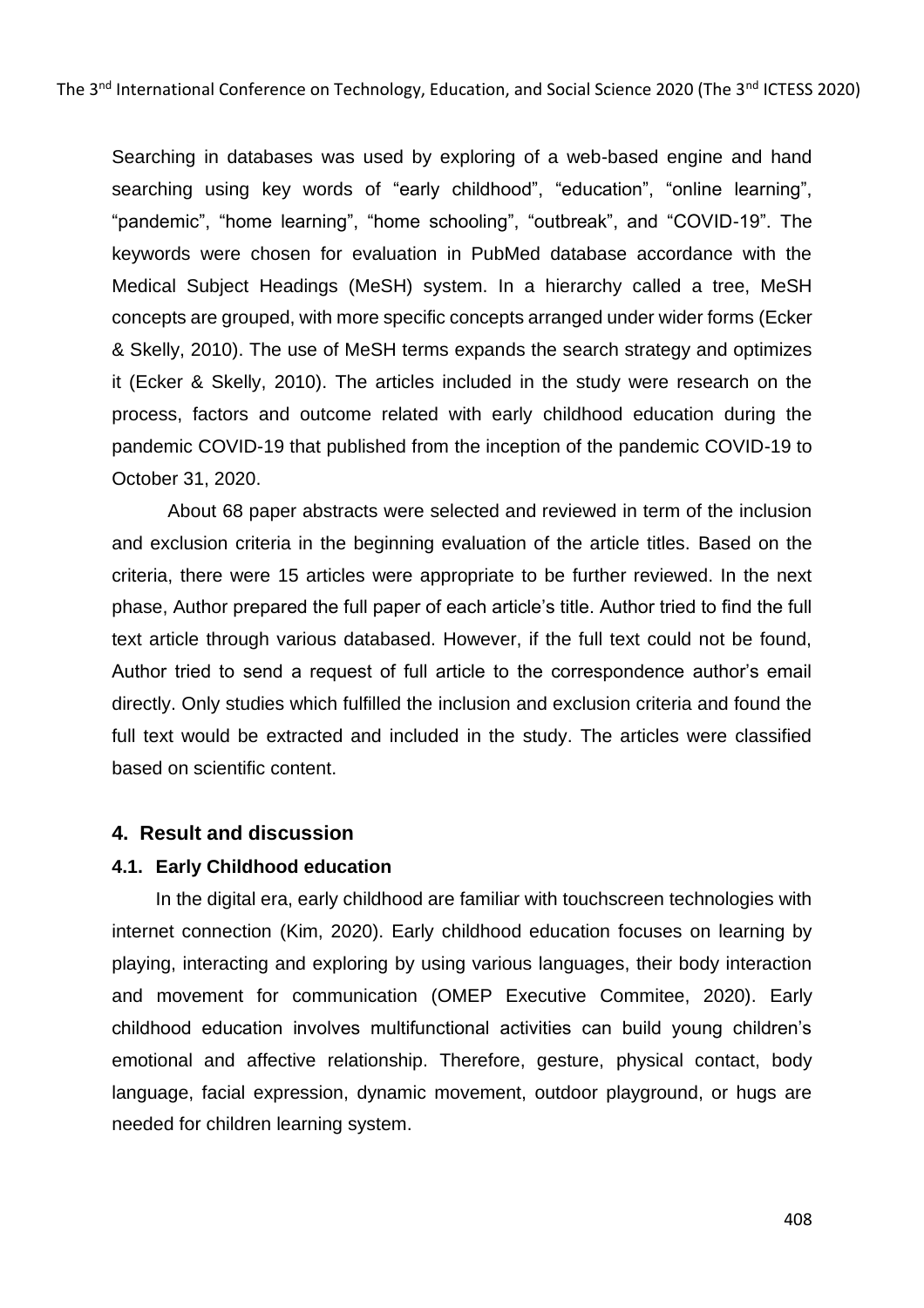Searching in databases was used by exploring of a web-based engine and hand searching using key words of "early childhood", "education", "online learning", "pandemic", "home learning", "home schooling", "outbreak", and "COVID-19". The keywords were chosen for evaluation in PubMed database accordance with the Medical Subject Headings (MeSH) system. In a hierarchy called a tree, MeSH concepts are grouped, with more specific concepts arranged under wider forms (Ecker & Skelly, 2010). The use of MeSH terms expands the search strategy and optimizes it (Ecker & Skelly, 2010). The articles included in the study were research on the process, factors and outcome related with early childhood education during the pandemic COVID-19 that published from the inception of the pandemic COVID-19 to October 31, 2020.

About 68 paper abstracts were selected and reviewed in term of the inclusion and exclusion criteria in the beginning evaluation of the article titles. Based on the criteria, there were 15 articles were appropriate to be further reviewed. In the next phase, Author prepared the full paper of each article's title. Author tried to find the full text article through various databased. However, if the full text could not be found, Author tried to send a request of full article to the correspondence author's email directly. Only studies which fulfilled the inclusion and exclusion criteria and found the full text would be extracted and included in the study. The articles were classified based on scientific content.

## 4. Result and discussion

### 4.1. Early Childhood education

In the digital era, early childhood are familiar with touchscreen technologies with internet connection (Kim, 2020). Early childhood education focuses on learning by playing, interacting and exploring by using various languages, their body interaction and movement for communication (OMEP Executive Commitee, 2020). Early childhood education involves multifunctional activities can build young children's emotional and affective relationship. Therefore, gesture, physical contact, body language, facial expression, dynamic movement, outdoor playground, or hugs are needed for children learning system.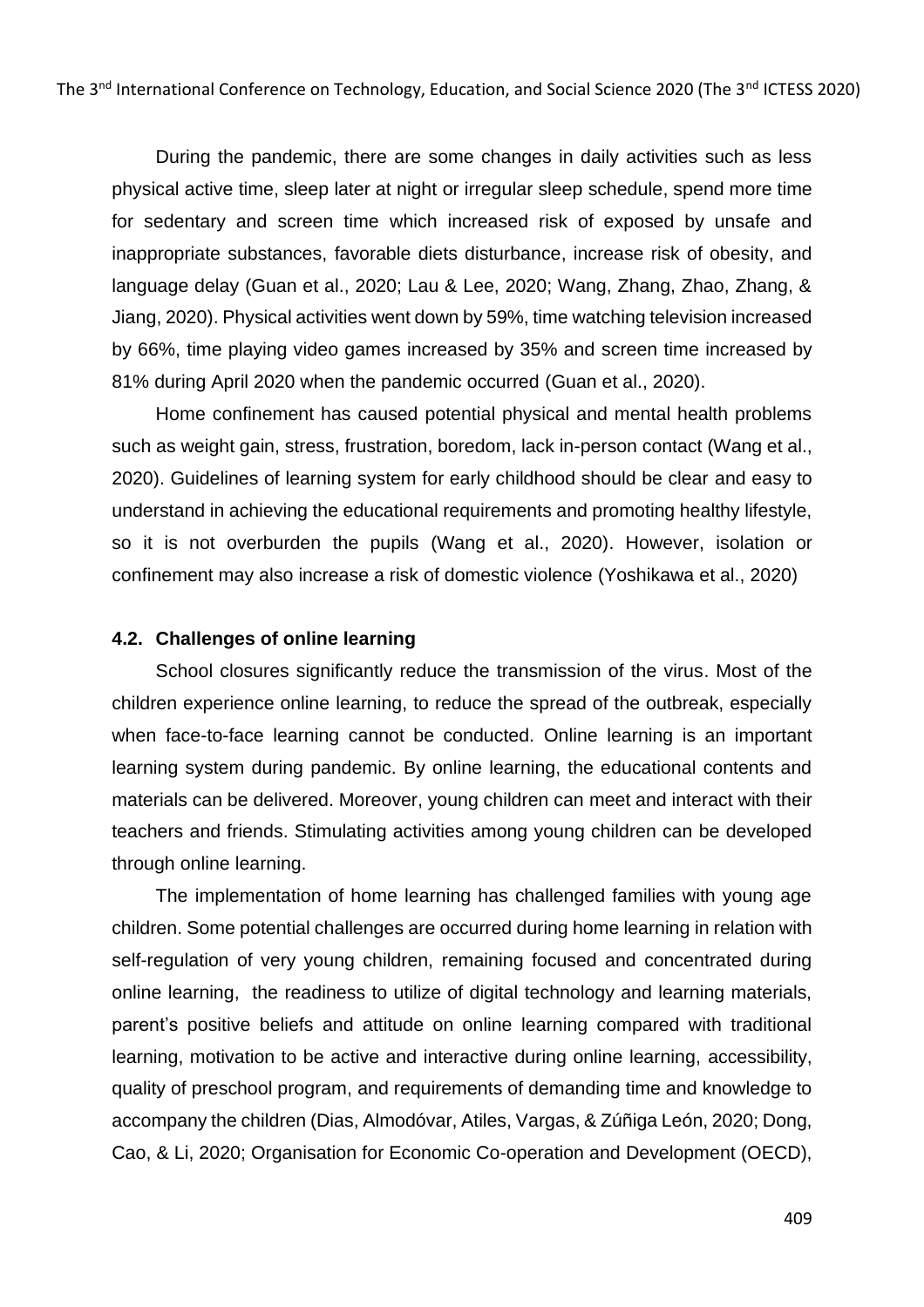During the pandemic, there are some changes in daily activities such as less physical active time, sleep later at night or irregular sleep schedule, spend more time for sedentary and screen time which increased risk of exposed by unsafe and inappropriate substances, favorable diets disturbance, increase risk of obesity, and language delay (Guan et al., 2020; Lau & Lee, 2020; Wang, Zhang, Zhao, Zhang, & Jiang, 2020). Physical activities went down by 59%, time watching television increased by 66%, time playing video games increased by 35% and screen time increased by 81% during April 2020 when the pandemic occurred (Guan et al., 2020).

Home confinement has caused potential physical and mental health problems such as weight gain, stress, frustration, boredom, lack in-person contact (Wang et al., 2020). Guidelines of learning system for early childhood should be clear and easy to understand in achieving the educational requirements and promoting healthy lifestyle, so it is not overburden the pupils (Wang et al., 2020). However, isolation or confinement may also increase a risk of domestic violence (Yoshikawa et al., 2020)

### 4.2. Challenges of online learning

School closures significantly reduce the transmission of the virus. Most of the children experience online learning, to reduce the spread of the outbreak, especially when face-to-face learning cannot be conducted. Online learning is an important learning system during pandemic. By online learning, the educational contents and materials can be delivered. Moreover, young children can meet and interact with their teachers and friends. Stimulating activities among young children can be developed through online learning.

The implementation of home learning has challenged families with young age children. Some potential challenges are occurred during home learning in relation with self-regulation of very young children, remaining focused and concentrated during online learning, the readiness to utilize of digital technology and learning materials, parent's positive beliefs and attitude on online learning compared with traditional learning, motivation to be active and interactive during online learning, accessibility, quality of preschool program, and requirements of demanding time and knowledge to accompany the children (Dias, Almodóvar, Atiles, Vargas, & Zúñiga León, 2020; Dong, Cao, & Li, 2020; Organisation for Economic Co-operation and Development (OECD),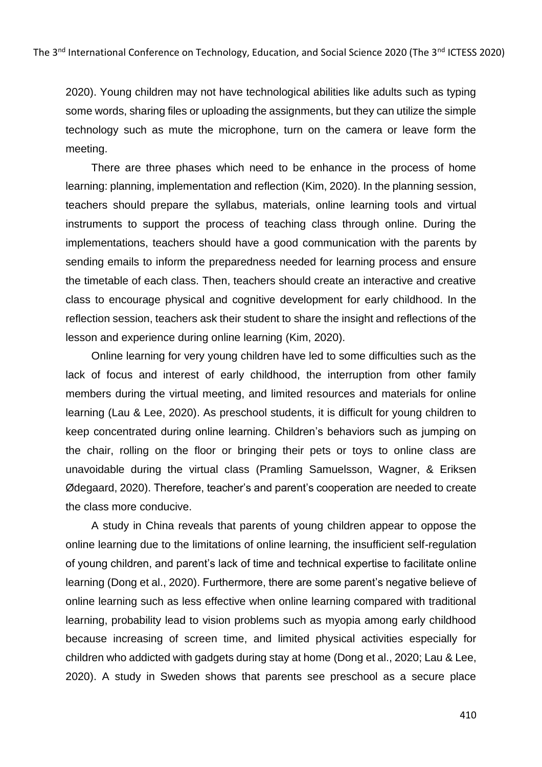2020). Young children may not have technological abilities like adults such as typing some words, sharing files or uploading the assignments, but they can utilize the simple technology such as mute the microphone, turn on the camera or leave form the meeting.

There are three phases which need to be enhance in the process of home learning: planning, implementation and reflection (Kim, 2020). In the planning session, teachers should prepare the syllabus, materials, online learning tools and virtual instruments to support the process of teaching class through online. During the implementations, teachers should have a good communication with the parents by sending emails to inform the preparedness needed for learning process and ensure the timetable of each class. Then, teachers should create an interactive and creative class to encourage physical and cognitive development for early childhood. In the reflection session, teachers ask their student to share the insight and reflections of the lesson and experience during online learning (Kim, 2020).

Online learning for very young children have led to some difficulties such as the lack of focus and interest of early childhood, the interruption from other family members during the virtual meeting, and limited resources and materials for online learning (Lau & Lee, 2020). As preschool students, it is difficult for young children to keep concentrated during online learning. Children's behaviors such as jumping on the chair, rolling on the floor or bringing their pets or toys to online class are unavoidable during the virtual class (Pramling Samuelsson, Wagner, & Eriksen Ødegaard, 2020). Therefore, teacher's and parent's cooperation are needed to create the class more conducive.

A study in China reveals that parents of young children appear to oppose the online learning due to the limitations of online learning, the insufficient self-regulation of young children, and parent's lack of time and technical expertise to facilitate online learning (Dong et al., 2020). Furthermore, there are some parent's negative believe of online learning such as less effective when online learning compared with traditional learning, probability lead to vision problems such as myopia among early childhood because increasing of screen time, and limited physical activities especially for children who addicted with gadgets during stay at home (Dong et al., 2020; Lau & Lee, 2020). A study in Sweden shows that parents see preschool as a secure place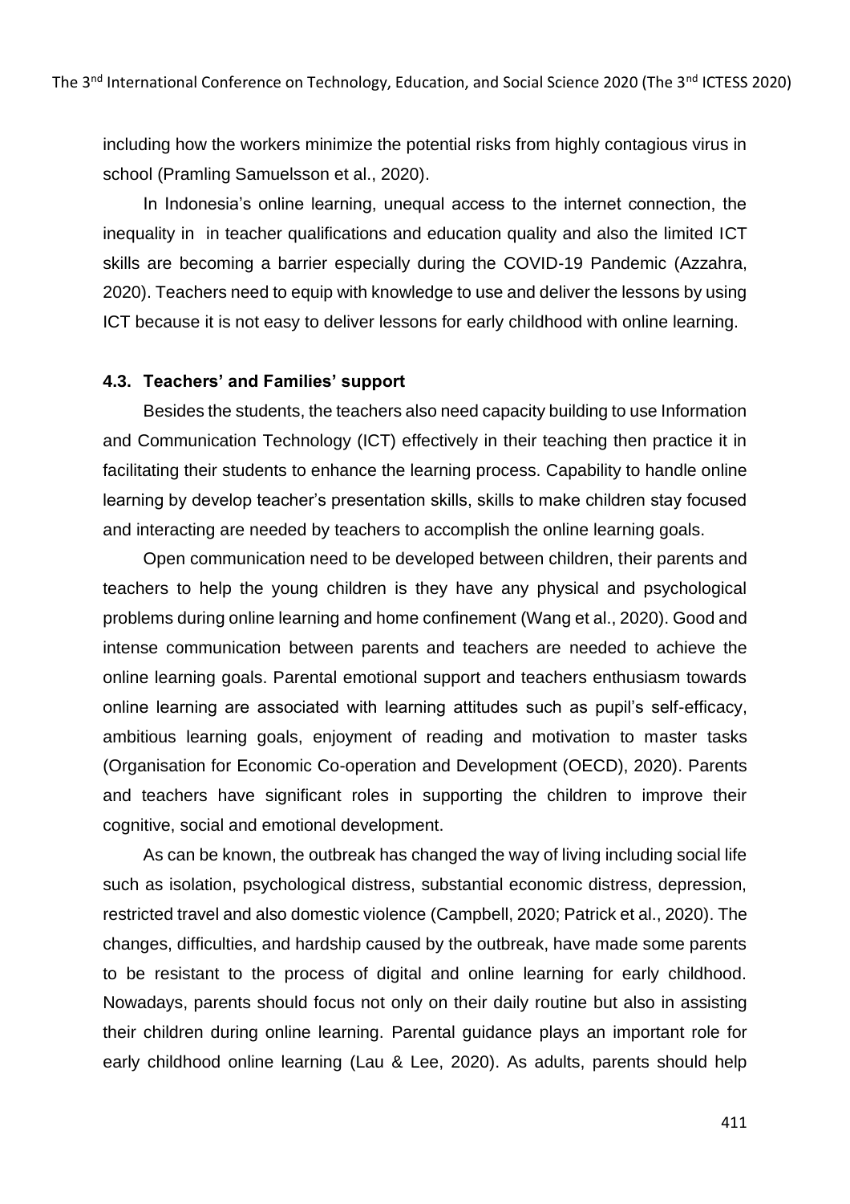including how the workers minimize the potential risks from highly contagious virus in school (Pramling Samuelsson et al., 2020).

In Indonesia's online learning, unequal access to the internet connection, the inequality in in teacher qualifications and education quality and also the limited ICT skills are becoming a barrier especially during the COVID-19 Pandemic (Azzahra, 2020). Teachers need to equip with knowledge to use and deliver the lessons by using ICT because it is not easy to deliver lessons for early childhood with online learning.

### 4.3. Teachers' and Families' support

Besides the students, the teachers also need capacity building to use Information and Communication Technology (ICT) effectively in their teaching then practice it in facilitating their students to enhance the learning process. Capability to handle online learning by develop teacher's presentation skills, skills to make children stay focused and interacting are needed by teachers to accomplish the online learning goals.

Open communication need to be developed between children, their parents and teachers to help the young children is they have any physical and psychological problems during online learning and home confinement (Wang et al., 2020). Good and intense communication between parents and teachers are needed to achieve the online learning goals. Parental emotional support and teachers enthusiasm towards online learning are associated with learning attitudes such as pupil's self-efficacy, ambitious learning goals, enjoyment of reading and motivation to master tasks (Organisation for Economic Co-operation and Development (OECD), 2020). Parents and teachers have significant roles in supporting the children to improve their cognitive, social and emotional development.

As can be known, the outbreak has changed the way of living including social life such as isolation, psychological distress, substantial economic distress, depression, restricted travel and also domestic violence (Campbell, 2020; Patrick et al., 2020). The changes, difficulties, and hardship caused by the outbreak, have made some parents to be resistant to the process of digital and online learning for early childhood. Nowadays, parents should focus not only on their daily routine but also in assisting their children during online learning. Parental guidance plays an important role for early childhood online learning (Lau & Lee, 2020). As adults, parents should help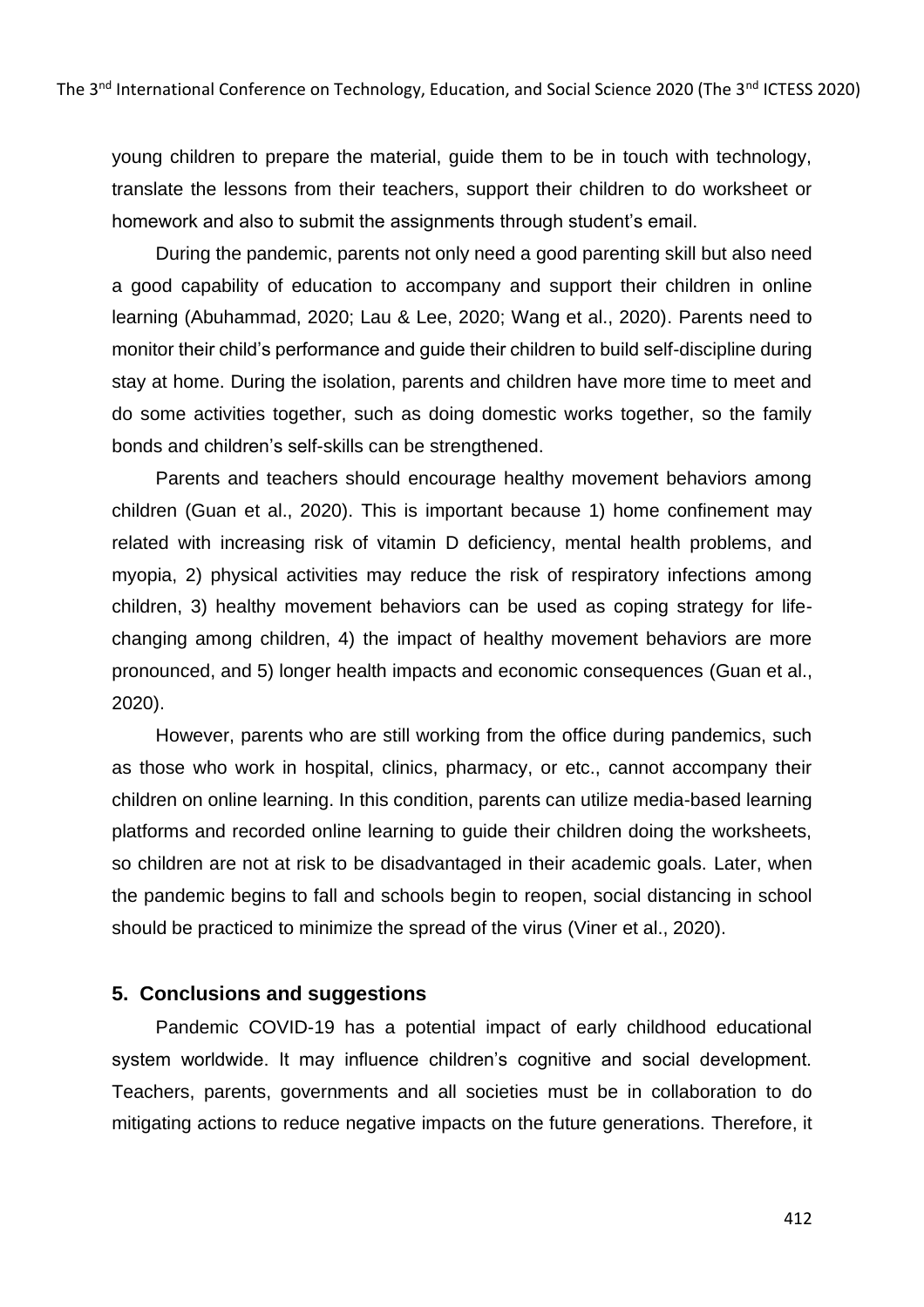young children to prepare the material, guide them to be in touch with technology, translate the lessons from their teachers, support their children to do worksheet or homework and also to submit the assignments through student's email.

During the pandemic, parents not only need a good parenting skill but also need a good capability of education to accompany and support their children in online learning (Abuhammad, 2020; Lau & Lee, 2020; Wang et al., 2020). Parents need to monitor their child's performance and guide their children to build self-discipline during stay at home. During the isolation, parents and children have more time to meet and do some activities together, such as doing domestic works together, so the family bonds and children's self-skills can be strengthened.

Parents and teachers should encourage healthy movement behaviors among children (Guan et al., 2020). This is important because 1) home confinement may related with increasing risk of vitamin D deficiency, mental health problems, and myopia, 2) physical activities may reduce the risk of respiratory infections among children, 3) healthy movement behaviors can be used as coping strategy for life-changing among children, 4) the impact of healthy movement behaviors are more pronounced, and 5) longer health impacts and economic consequences (Guan et al., 2020).

However, parents who are still working from the office during pandemics, such as those who work in hospital, clinics, pharmacy, or etc., cannot accompany their children on online learning. In this condition, parents can utilize media-based learning platforms and recorded online learning to guide their children doing the worksheets, so children are not at risk to be disadvantaged in their academic goals. Later, when the pandemic begins to fall and schools begin to reopen, social distancing in school should be practiced to minimize the spread of the virus (Viner et al., 2020).

## 5. Conclusions and suggestions

Pandemic COVID-19 has a potential impact of early childhood educational system worldwide. It may influence children's cognitive and social development. Teachers, parents, governments and all societies must be in collaboration to do mitigating actions to reduce negative impacts on the future generations. Therefore, it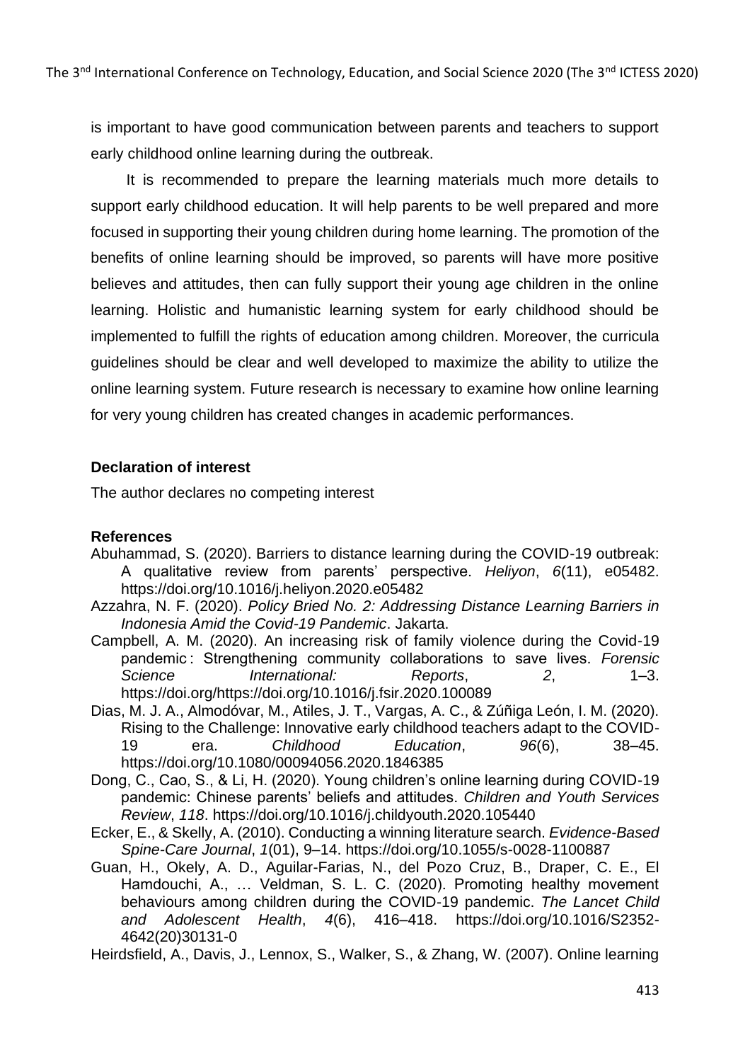is important to have good communication between parents and teachers to support early childhood online learning during the outbreak.

It is recommended to prepare the learning materials much more details to support early childhood education. It will help parents to be well prepared and more focused in supporting their young children during home learning. The promotion of the benefits of online learning should be improved, so parents will have more positive believes and attitudes, then can fully support their young age children in the online learning. Holistic and humanistic learning system for early childhood should be implemented to fulfill the rights of education among children. Moreover, the curricula guidelines should be clear and well developed to maximize the ability to utilize the online learning system. Future research is necessary to examine how online learning for very young children has created changes in academic performances.

**Declaration of interest**

The author declares no competing interest

**References**

Abuhammad, S. (2020). Barriers to distance learning during the COVID-19 outbreak: A qualitative review from parents' perspective. *Heliyon*, *6*(11), e05482. https://doi.org/10.1016/j.heliyon.2020.e05482

Azzahra, N. F. (2020). *Policy Bried No. 2: Addressing Distance Learning Barriers in Indonesia Amid the Covid-19 Pandemic*. Jakarta.

Campbell, A. M. (2020). An increasing risk of family violence during the Covid-19 pandemic : Strengthening community collaborations to save lives. *Forensic Science International: Reports*, *2*, 1–3. https://doi.org/https://doi.org/10.1016/j.fsir.2020.100089

Dias, M. J. A., Almodóvar, M., Atiles, J. T., Vargas, A. C., & Zúñiga León, I. M. (2020). Rising to the Challenge: Innovative early childhood teachers adapt to the COVID-19 era. *Childhood Education*, *96*(6), 38–45. https://doi.org/10.1080/00094056.2020.1846385

Dong, C., Cao, S., & Li, H. (2020). Young children's online learning during COVID-19 pandemic: Chinese parents' beliefs and attitudes. *Children and Youth Services Review*, *118*. https://doi.org/10.1016/j.childyouth.2020.105440

Ecker, E., & Skelly, A. (2010). Conducting a winning literature search. *Evidence-Based Spine-Care Journal*, *1*(01), 9–14. https://doi.org/10.1055/s-0028-1100887

Guan, H., Okely, A. D., Aguilar-Farias, N., del Pozo Cruz, B., Draper, C. E., El Hamdouchi, A., … Veldman, S. L. C. (2020). Promoting healthy movement behaviours among children during the COVID-19 pandemic. *The Lancet Child and Adolescent Health*, *4*(6), 416–418. https://doi.org/10.1016/S2352-4642(20)30131-0

Heirdsfield, A., Davis, J., Lennox, S., Walker, S., & Zhang, W. (2007). Online learning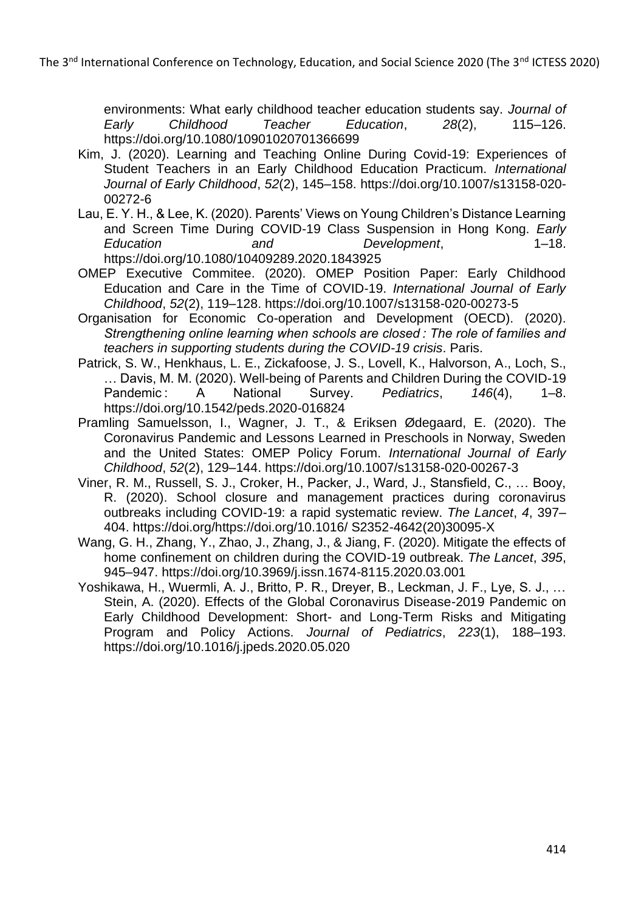environments: What early childhood teacher education students say. *Journal of Early Childhood Teacher Education*, *28*(2), 115–126. https://doi.org/10.1080/10901020701366699

Kim, J. (2020). Learning and Teaching Online During Covid-19: Experiences of Student Teachers in an Early Childhood Education Practicum. *International Journal of Early Childhood*, *52*(2), 145–158. https://doi.org/10.1007/s13158-020-00272-6

Lau, E. Y. H., & Lee, K. (2020). Parents' Views on Young Children's Distance Learning and Screen Time During COVID-19 Class Suspension in Hong Kong. *Early Education and Development*, 1–18. https://doi.org/10.1080/10409289.2020.1843925

OMEP Executive Commitee. (2020). OMEP Position Paper: Early Childhood Education and Care in the Time of COVID-19. *International Journal of Early Childhood*, *52*(2), 119–128. https://doi.org/10.1007/s13158-020-00273-5

Organisation for Economic Co-operation and Development (OECD). (2020). *Strengthening online learning when schools are closed : The role of families and teachers in supporting students during the COVID-19 crisis*. Paris.

Patrick, S. W., Henkhaus, L. E., Zickafoose, J. S., Lovell, K., Halvorson, A., Loch, S., … Davis, M. M. (2020). Well-being of Parents and Children During the COVID-19 Pandemic : A National Survey. *Pediatrics*, *146*(4), 1–8. https://doi.org/10.1542/peds.2020-016824

Pramling Samuelsson, I., Wagner, J. T., & Eriksen Ødegaard, E. (2020). The Coronavirus Pandemic and Lessons Learned in Preschools in Norway, Sweden and the United States: OMEP Policy Forum. *International Journal of Early Childhood*, *52*(2), 129–144. https://doi.org/10.1007/s13158-020-00267-3

Viner, R. M., Russell, S. J., Croker, H., Packer, J., Ward, J., Stansfield, C., … Booy, R. (2020). School closure and management practices during coronavirus outbreaks including COVID-19: a rapid systematic review. *The Lancet*, *4*, 397–404. https://doi.org/https://doi.org/10.1016/ S2352-4642(20)30095-X

Wang, G. H., Zhang, Y., Zhao, J., Zhang, J., & Jiang, F. (2020). Mitigate the effects of home confinement on children during the COVID-19 outbreak. *The Lancet*, *395*, 945–947. https://doi.org/10.3969/j.issn.1674-8115.2020.03.001

Yoshikawa, H., Wuermli, A. J., Britto, P. R., Dreyer, B., Leckman, J. F., Lye, S. J., … Stein, A. (2020). Effects of the Global Coronavirus Disease-2019 Pandemic on Early Childhood Development: Short- and Long-Term Risks and Mitigating Program and Policy Actions. *Journal of Pediatrics*, *223*(1), 188–193. https://doi.org/10.1016/j.jpeds.2020.05.020